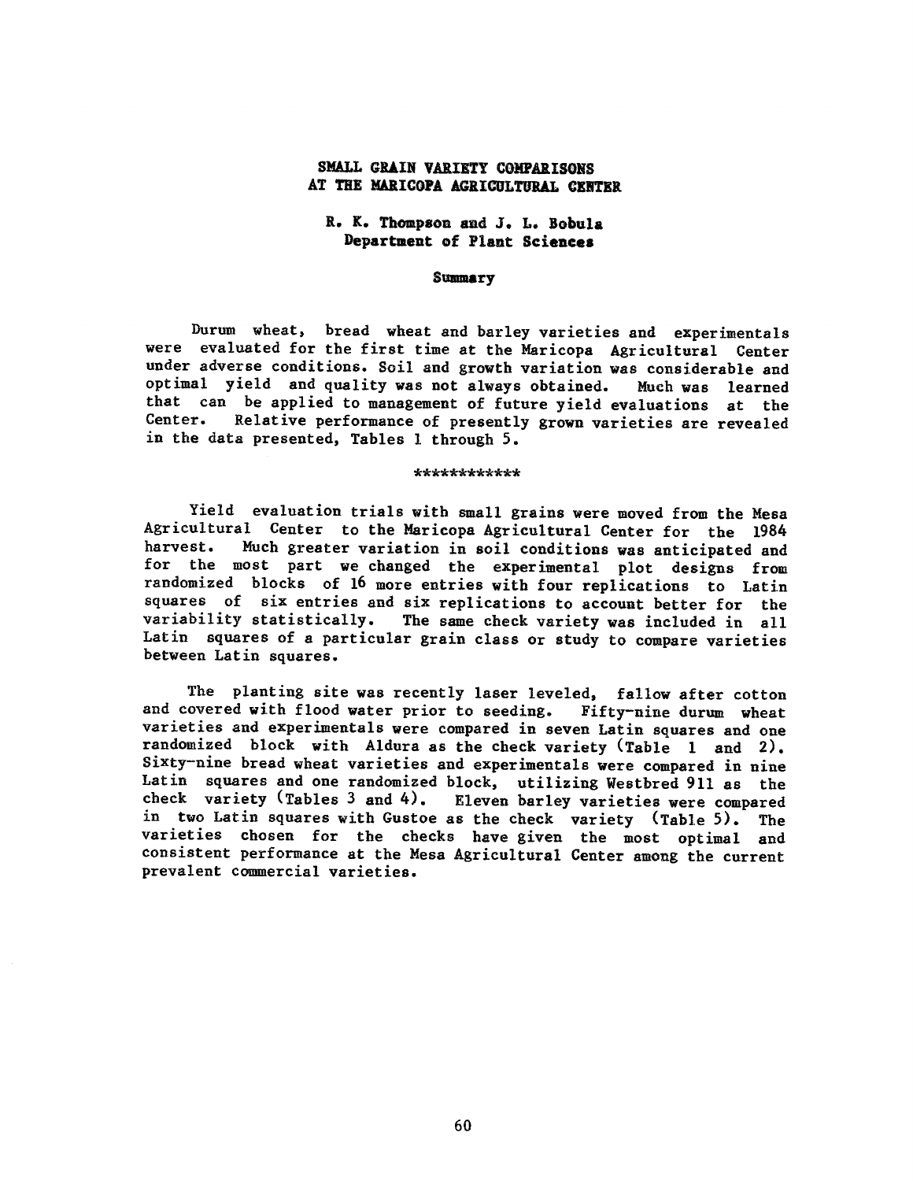# SMALL GRAIN VARIETY COMPARISONS AT THE MARICOPA AGRICULTURAL CENTER

**R. K. Thompson and J. L. Bobula**
**Department of Plant Sciences**

## Summary

Durum wheat, bread wheat and barley varieties and experimentals were evaluated for the first time at the Maricopa Agricultural Center under adverse conditions. Soil and growth variation was considerable and optimal yield and quality was not always obtained. Much was learned that can be applied to management of future yield evaluations at the Center. Relative performance of presently grown varieties are revealed in the data presented, Tables 1 through 5.

************

Yield evaluation trials with small grains were moved from the Mesa Agricultural Center to the Maricopa Agricultural Center for the 1984 harvest. Much greater variation in soil conditions was anticipated and for the most part we changed the experimental plot designs from randomized blocks of 16 more entries with four replications to Latin squares of six entries and six replications to account better for the variability statistically. The same check variety was included in all Latin squares of a particular grain class or study to compare varieties between Latin squares.

The planting site was recently laser leveled, fallow after cotton and covered with flood water prior to seeding. Fifty-nine durum wheat varieties and experimentals were compared in seven Latin squares and one randomized block with Aldura as the check variety (Table 1 and 2). Sixty-nine bread wheat varieties and experimentals were compared in nine Latin squares and one randomized block, utilizing Westbred 911 as the check variety (Tables 3 and 4). Eleven barley varieties were compared in two Latin squares with Gustoe as the check variety (Table 5). The varieties chosen for the checks have given the most optimal and consistent performance at the Mesa Agricultural Center among the current prevalent commercial varieties.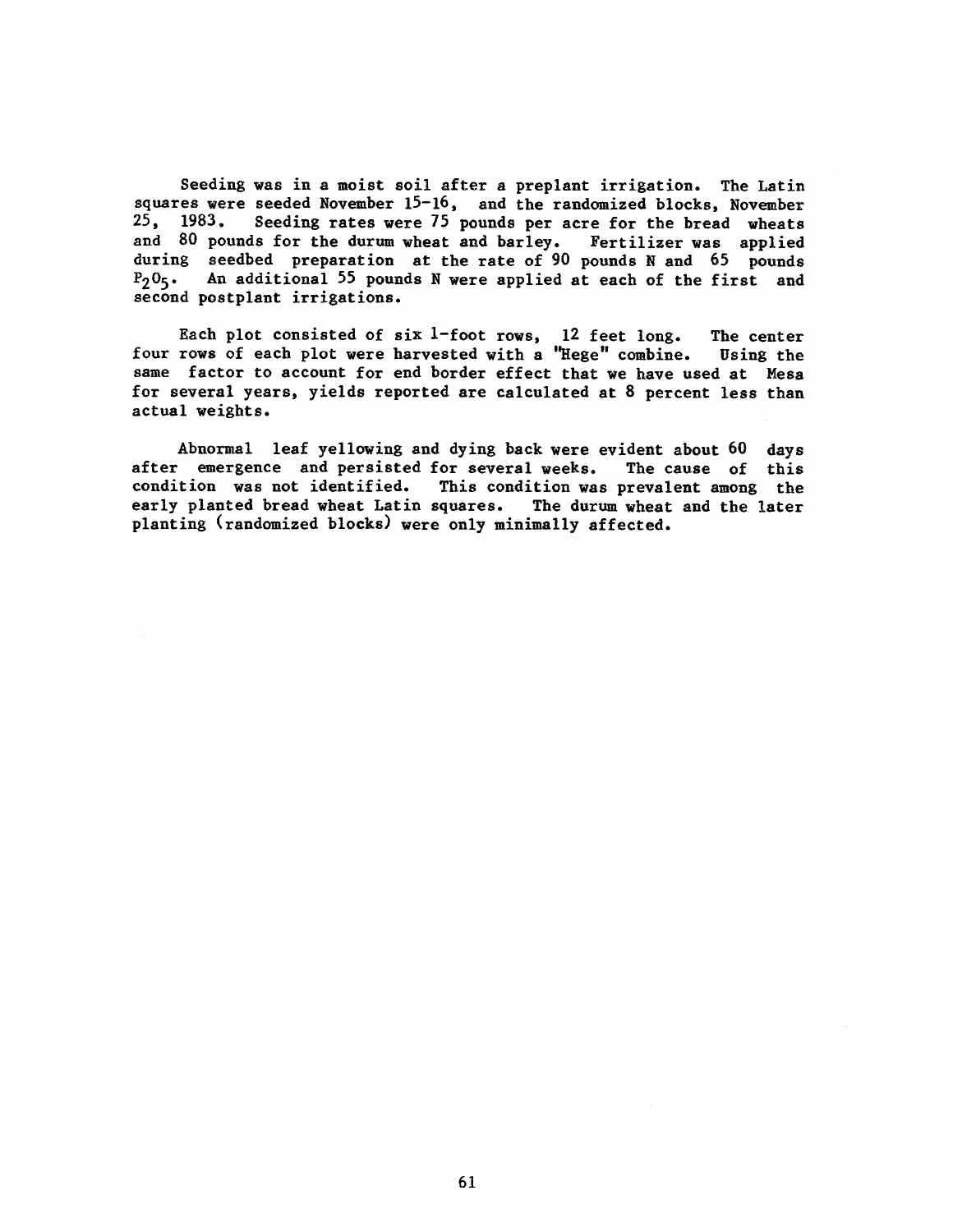Seeding was in a moist soil after a preplant irrigation. The Latin squares were seeded November 15-16, and the randomized blocks, November 25, 1983. Seeding rates were 75 pounds per acre for the bread wheats and 80 pounds for the durum wheat and barley. Fertilizer was applied during seedbed preparation at the rate of 90 pounds N and 65 pounds $P_2O_5$. An additional 55 pounds N were applied at each of the first and second postplant irrigations.

Each plot consisted of six 1-foot rows, 12 feet long. The center four rows of each plot were harvested with a "Hege" combine. Using the same factor to account for end border effect that we have used at Mesa for several years, yields reported are calculated at 8 percent less than actual weights.

Abnormal leaf yellowing and dying back were evident about 60 days after emergence and persisted for several weeks. The cause of this condition was not identified. This condition was prevalent among the early planted bread wheat Latin squares. The durum wheat and the later planting (randomized blocks) were only minimally affected.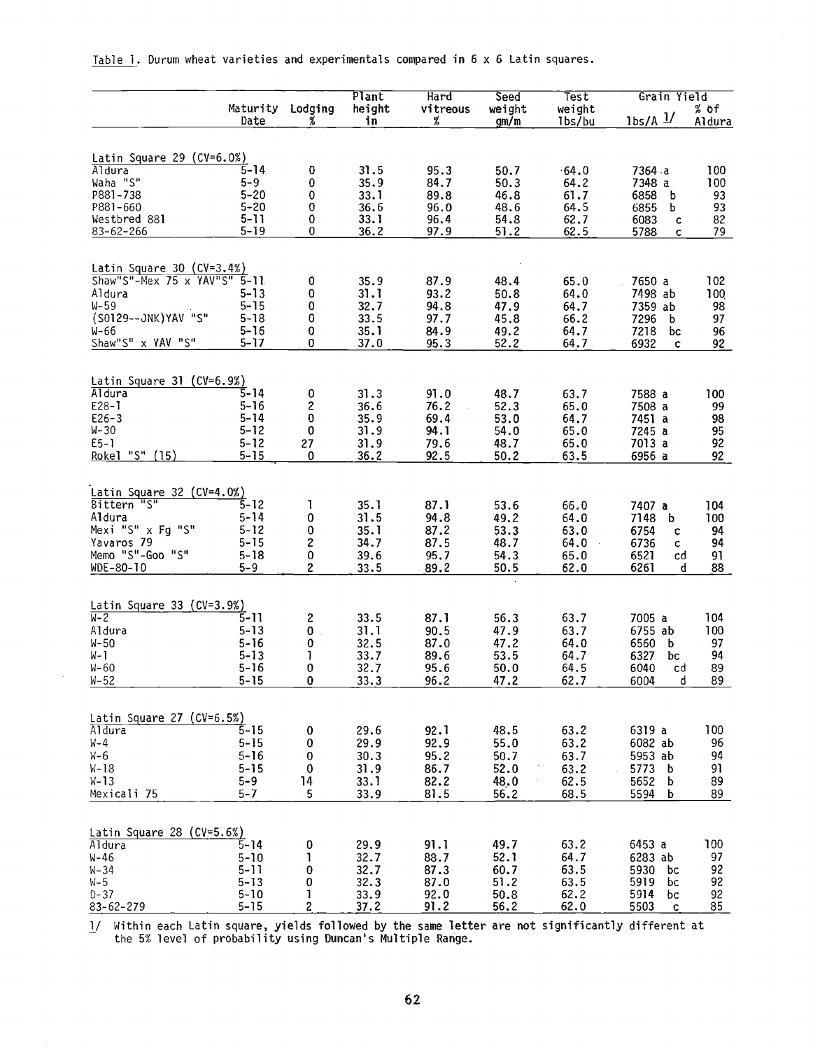Table 1. Durum wheat varieties and experimentals compared in 6 x 6 Latin squares.

| | Maturity Date | Lodging % | Plant height in | Hard vitreous % | Seed weight gm/m | Test weight lbs/bu | Grain Yield lbs/A 1/ | Grain Yield % of Aldura |
|---|---|---|---|---|---|---|---|---|
| **Latin Square 29 (CV=6.0%)** | | | | | | | | |
| Aldura | 5-14 | 0 | 31.5 | 95.3 | 50.7 | 64.0 | 7364 a | 100 |
| Waha "S" | 5-9 | 0 | 35.9 | 84.7 | 50.3 | 64.2 | 7348 a | 100 |
| P881-738 | 5-20 | 0 | 33.1 | 89.8 | 46.8 | 61.7 | 6858 b | 93 |
| P881-660 | 5-20 | 0 | 36.6 | 96.0 | 48.6 | 64.5 | 6855 b | 93 |
| Westbred 881 | 5-11 | 0 | 33.1 | 96.4 | 54.8 | 62.7 | 6083 c | 82 |
| 83-62-266 | 5-19 | 0 | 36.2 | 97.9 | 51.2 | 62.5 | 5788 c | 79 |
| **Latin Square 30 (CV=3.4%)** | | | | | | | | |
| Shaw"S"-Mex 75 x YAV"S" | 5-11 | 0 | 35.9 | 87.9 | 48.4 | 65.0 | 7650 a | 102 |
| Aldura | 5-13 | 0 | 31.1 | 93.2 | 50.8 | 64.0 | 7498 ab | 100 |
| W-59 | 5-15 | 0 | 32.7 | 94.8 | 47.9 | 64.7 | 7359 ab | 98 |
| (S0129--JNK)YAV "S" | 5-18 | 0 | 33.5 | 97.7 | 45.8 | 66.2 | 7296 b | 97 |
| W-66 | 5-16 | 0 | 35.1 | 84.9 | 49.2 | 64.7 | 7218 bc | 96 |
| Shaw"S" x YAV "S" | 5-17 | 0 | 37.0 | 95.3 | 52.2 | 64.7 | 6932 c | 92 |
| **Latin Square 31 (CV=6.9%)** | | | | | | | | |
| Aldura | 5-14 | 0 | 31.3 | 91.0 | 48.7 | 63.7 | 7588 a | 100 |
| E28-1 | 5-16 | 2 | 36.6 | 76.2 | 52.3 | 65.0 | 7508 a | 99 |
| E26-3 | 5-14 | 0 | 35.9 | 69.4 | 53.0 | 64.7 | 7451 a | 98 |
| W-30 | 5-12 | 0 | 31.9 | 94.1 | 54.0 | 65.0 | 7245 a | 95 |
| E5-1 | 5-12 | 27 | 31.9 | 79.6 | 48.7 | 65.0 | 7013 a | 92 |
| Rokel "S" (15) | 5-15 | 0 | 36.2 | 92.5 | 50.2 | 63.5 | 6956 a | 92 |
| **Latin Square 32 (CV=4.0%)** | | | | | | | | |
| Bittern "S" | 5-12 | 1 | 35.1 | 87.1 | 53.6 | 66.0 | 7407 a | 104 |
| Aldura | 5-14 | 0 | 31.5 | 94.8 | 49.2 | 64.0 | 7148 b | 100 |
| Mexi "S" x Fg "S" | 5-12 | 0 | 35.1 | 87.2 | 53.3 | 63.0 | 6754 c | 94 |
| Yavaros 79 | 5-15 | 2 | 34.7 | 87.5 | 48.7 | 64.0 | 6736 c | 94 |
| Memo "S"-Goo "S" | 5-18 | 0 | 39.6 | 95.7 | 54.3 | 65.0 | 6521 cd | 91 |
| WDE-80-10 | 5-9 | 2 | 33.5 | 89.2 | 50.5 | 62.0 | 6261 d | 88 |
| **Latin Square 33 (CV=3.9%)** | | | | | | | | |
| W-2 | 5-11 | 2 | 33.5 | 87.1 | 56.3 | 63.7 | 7005 a | 104 |
| Aldura | 5-13 | 0 | 31.1 | 90.5 | 47.9 | 63.7 | 6755 ab | 100 |
| W-50 | 5-16 | 0 | 32.5 | 87.0 | 47.2 | 64.0 | 6560 b | 97 |
| W-1 | 5-13 | 1 | 33.7 | 89.6 | 53.5 | 64.7 | 6327 bc | 94 |
| W-60 | 5-16 | 0 | 32.7 | 95.6 | 50.0 | 64.5 | 6040 cd | 89 |
| W-52 | 5-15 | 0 | 33.3 | 96.2 | 47.2 | 62.7 | 6004 d | 89 |
| **Latin Square 27 (CV=6.5%)** | | | | | | | | |
| Aldura | 5-15 | 0 | 29.6 | 92.1 | 48.5 | 63.2 | 6319 a | 100 |
| W-4 | 5-15 | 0 | 29.9 | 92.9 | 55.0 | 63.2 | 6082 ab | 96 |
| W-6 | 5-16 | 0 | 30.3 | 95.2 | 50.7 | 63.7 | 5953 ab | 94 |
| W-18 | 5-15 | 0 | 31.9 | 86.7 | 52.0 | 63.2 | 5773 b | 91 |
| W-13 | 5-9 | 14 | 33.1 | 82.2 | 48.0 | 62.5 | 5652 b | 89 |
| Mexicali 75 | 5-7 | 5 | 33.9 | 81.5 | 56.2 | 68.5 | 5594 b | 89 |
| **Latin Square 28 (CV=5.6%)** | | | | | | | | |
| Aldura | 5-14 | 0 | 29.9 | 91.1 | 49.7 | 63.2 | 6453 a | 100 |
| W-46 | 5-10 | 1 | 32.7 | 88.7 | 52.1 | 64.7 | 6283 ab | 97 |
| W-34 | 5-11 | 0 | 32.7 | 87.3 | 60.7 | 63.5 | 5930 bc | 92 |
| W-5 | 5-13 | 0 | 32.3 | 87.0 | 51.2 | 63.5 | 5919 bc | 92 |
| D-37 | 5-10 | 1 | 33.9 | 92.0 | 50.8 | 62.2 | 5914 bc | 92 |
| 83-62-279 | 5-15 | 2 | 37.2 | 91.2 | 56.2 | 62.0 | 5503 c | 85 |

1/ Within each Latin square, yields followed by the same letter are not significantly different at the 5% level of probability using Duncan's Multiple Range.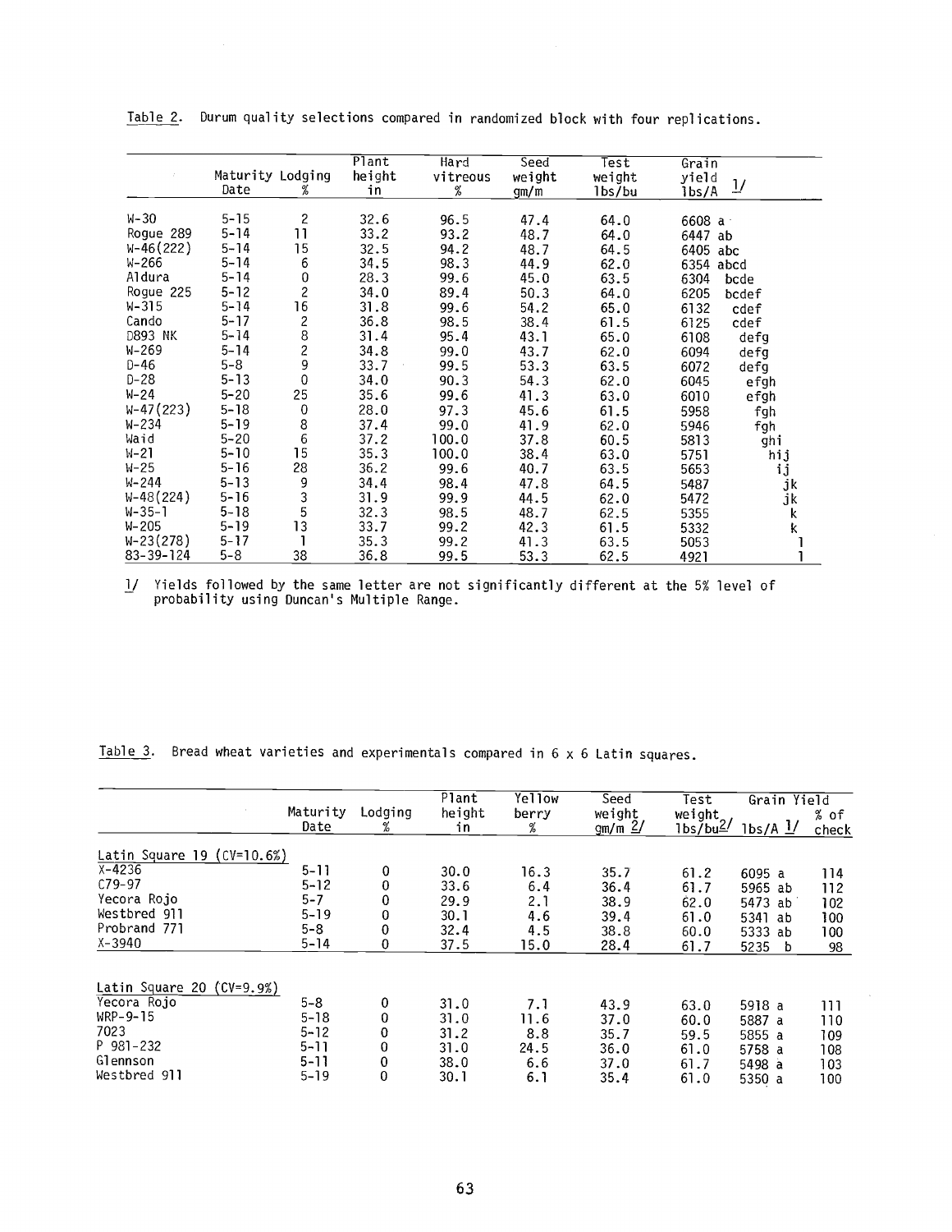Table 2. Durum quality selections compared in randomized block with four replications.

| | Maturity Date | Lodging % | Plant height in | Hard vitreous % | Seed weight gm/m | Test weight lbs/bu | Grain yield lbs/A 1/ |
|---|---|---|---|---|---|---|---|
| W-30 | 5-15 | 2 | 32.6 | 96.5 | 47.4 | 64.0 | 6608 a |
| Rogue 289 | 5-14 | 11 | 33.2 | 93.2 | 48.7 | 64.0 | 6447 ab |
| W-46(222) | 5-14 | 15 | 32.5 | 94.2 | 48.7 | 64.5 | 6405 abc |
| W-266 | 5-14 | 6 | 34.5 | 98.3 | 44.9 | 62.0 | 6354 abcd |
| Aldura | 5-14 | 0 | 28.3 | 99.6 | 45.0 | 63.5 | 6304 bcde |
| Rogue 225 | 5-12 | 2 | 34.0 | 89.4 | 50.3 | 64.0 | 6205 bcdef |
| W-315 | 5-14 | 16 | 31.8 | 99.6 | 54.2 | 65.0 | 6132 cdef |
| Cando | 5-17 | 2 | 36.8 | 98.5 | 38.4 | 61.5 | 6125 cdef |
| D893 NK | 5-14 | 8 | 31.4 | 95.4 | 43.1 | 65.0 | 6108 defg |
| W-269 | 5-14 | 2 | 34.8 | 99.0 | 43.7 | 62.0 | 6094 defg |
| D-46 | 5-8 | 9 | 33.7 | 99.5 | 53.3 | 63.5 | 6072 defg |
| D-28 | 5-13 | 0 | 34.0 | 90.3 | 54.3 | 62.0 | 6045 efgh |
| W-24 | 5-20 | 25 | 35.6 | 99.6 | 41.3 | 63.0 | 6010 efgh |
| W-47(223) | 5-18 | 0 | 28.0 | 97.3 | 45.6 | 61.5 | 5958 fgh |
| W-234 | 5-19 | 8 | 37.4 | 99.0 | 41.9 | 62.0 | 5946 fgh |
| Waid | 5-20 | 6 | 37.2 | 100.0 | 37.8 | 60.5 | 5813 ghi |
| W-21 | 5-10 | 15 | 35.3 | 100.0 | 38.4 | 63.0 | 5751 hij |
| W-25 | 5-16 | 28 | 36.2 | 99.6 | 40.7 | 63.5 | 5653 ij |
| W-244 | 5-13 | 9 | 34.4 | 98.4 | 47.8 | 64.5 | 5487 jk |
| W-48(224) | 5-16 | 3 | 31.9 | 99.9 | 44.5 | 62.0 | 5472 jk |
| W-35-1 | 5-18 | 5 | 32.3 | 98.5 | 48.7 | 62.5 | 5355 k |
| W-205 | 5-19 | 13 | 33.7 | 99.2 | 42.3 | 61.5 | 5332 k |
| W-23(278) | 5-17 | 1 | 35.3 | 99.2 | 41.3 | 63.5 | 5053 l |
| 83-39-124 | 5-8 | 38 | 36.8 | 99.5 | 53.3 | 62.5 | 4921 l |

1/ Yields followed by the same letter are not significantly different at the 5% level of probability using Duncan's Multiple Range.

Table 3. Bread wheat varieties and experimentals compared in 6 x 6 Latin squares.

| | Maturity Date | Lodging % | Plant height in | Yellow berry % | Seed weight gm/m 2/ | Test weight lbs/bu 2/ | Grain Yield lbs/A 1/ | Grain Yield % of check |
|---|---|---|---|---|---|---|---|---|
| Latin Square 19 (CV=10.6%) | | | | | | | | |
| X-4236 | 5-11 | 0 | 30.0 | 16.3 | 35.7 | 61.2 | 6095 a | 114 |
| C79-97 | 5-12 | 0 | 33.6 | 6.4 | 36.4 | 61.7 | 5965 ab | 112 |
| Yecora Rojo | 5-7 | 0 | 29.9 | 2.1 | 38.9 | 62.0 | 5473 ab | 102 |
| Westbred 911 | 5-19 | 0 | 30.1 | 4.6 | 39.4 | 61.0 | 5341 ab | 100 |
| Probrand 771 | 5-8 | 0 | 32.4 | 4.5 | 38.8 | 60.0 | 5333 ab | 100 |
| X-3940 | 5-14 | 0 | 37.5 | 15.0 | 28.4 | 61.7 | 5235 b | 98 |
| Latin Square 20 (CV=9.9%) | | | | | | | | |
| Yecora Rojo | 5-8 | 0 | 31.0 | 7.1 | 43.9 | 63.0 | 5918 a | 111 |
| WRP-9-15 | 5-18 | 0 | 31.0 | 11.6 | 37.0 | 60.0 | 5887 a | 110 |
| 7023 | 5-12 | 0 | 31.2 | 8.8 | 35.7 | 59.5 | 5855 a | 109 |
| P 981-232 | 5-11 | 0 | 31.0 | 24.5 | 36.0 | 61.0 | 5758 a | 108 |
| Glennson | 5-11 | 0 | 38.0 | 6.6 | 37.0 | 61.7 | 5498 a | 103 |
| Westbred 911 | 5-19 | 0 | 30.1 | 6.1 | 35.4 | 61.0 | 5350 a | 100 |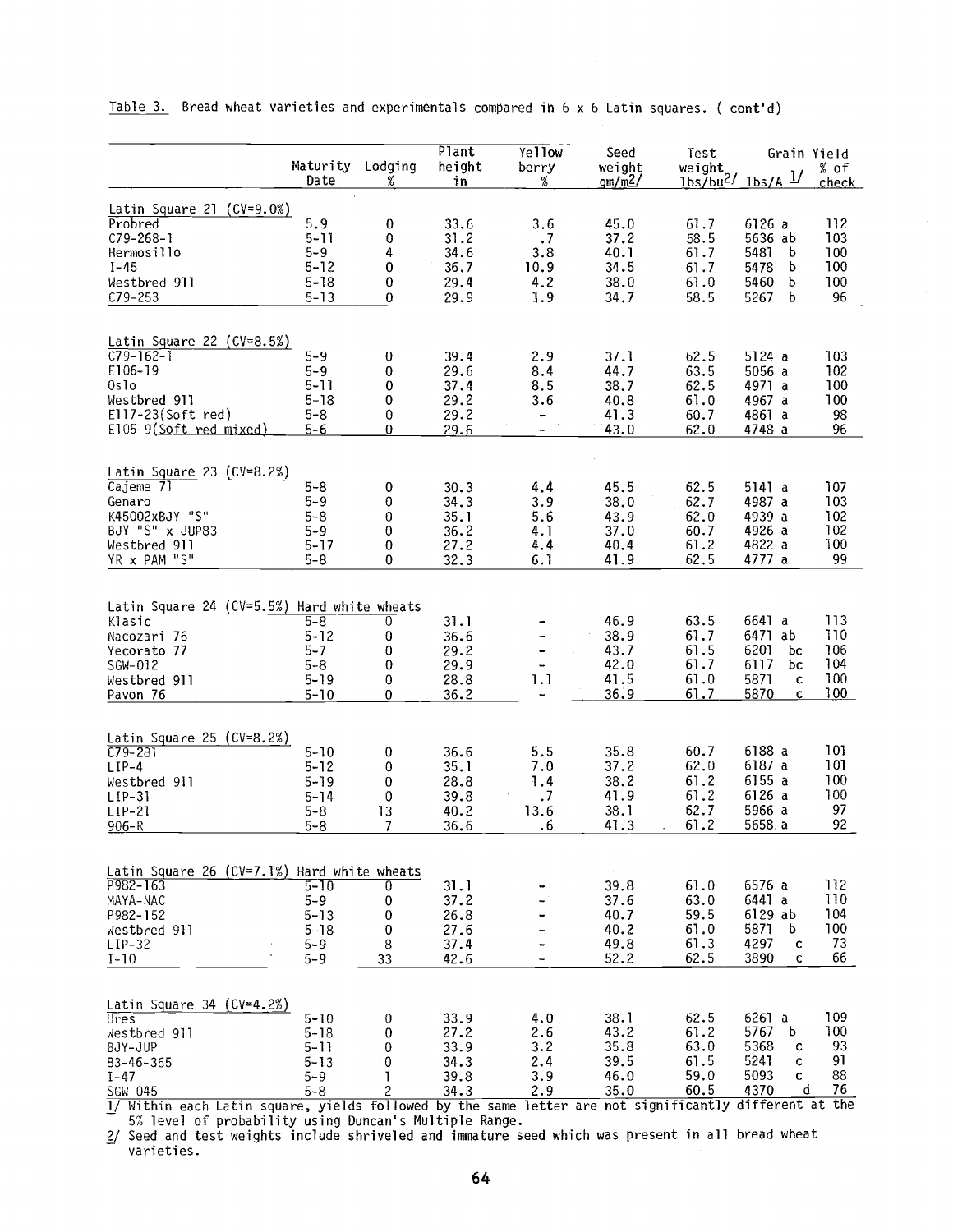Table 3. Bread wheat varieties and experimentals compared in 6 x 6 Latin squares. ( cont'd)

| | Maturity Date | Lodging % | Plant height in | Yellow berry % | Seed weight gm/m[2]/ | Test weight lbs/bu[2]/ | Grain Yield lbs/A [1]/ | Grain Yield % of check |
|---|---|---|---|---|---|---|---|---|
| Latin Square 21 (CV=9.0%) | | | | | | | | |
| Probred | 5.9 | 0 | 33.6 | 3.6 | 45.0 | 61.7 | 6126 a | 112 |
| C79-268-1 | 5-11 | 0 | 31.2 | .7 | 37.2 | 58.5 | 5636 ab | 103 |
| Hermosillo | 5-9 | 4 | 34.6 | 3.8 | 40.1 | 61.7 | 5481 b | 100 |
| I-45 | 5-12 | 0 | 36.7 | 10.9 | 34.5 | 61.7 | 5478 b | 100 |
| Westbred 911 | 5-18 | 0 | 29.4 | 4.2 | 38.0 | 61.0 | 5460 b | 100 |
| C79-253 | 5-13 | 0 | 29.9 | 1.9 | 34.7 | 58.5 | 5267 b | 96 |
| Latin Square 22 (CV=8.5%) | | | | | | | | |
| C79-162-1 | 5-9 | 0 | 39.4 | 2.9 | 37.1 | 62.5 | 5124 a | 103 |
| E106-19 | 5-9 | 0 | 29.6 | 8.4 | 44.7 | 63.5 | 5056 a | 102 |
| Oslo | 5-11 | 0 | 37.4 | 8.5 | 38.7 | 62.5 | 4971 a | 100 |
| Westbred 911 | 5-18 | 0 | 29.2 | 3.6 | 40.8 | 61.0 | 4967 a | 100 |
| E117-23(Soft red) | 5-8 | 0 | 29.2 | - | 41.3 | 60.7 | 4861 a | 98 |
| E105-9(Soft red mixed) | 5-6 | 0 | 29.6 | - | 43.0 | 62.0 | 4748 a | 96 |
| Latin Square 23 (CV=8.2%) | | | | | | | | |
| Cajeme 71 | 5-8 | 0 | 30.3 | 4.4 | 45.5 | 62.5 | 5141 a | 107 |
| Genaro | 5-9 | 0 | 34.3 | 3.9 | 38.0 | 62.7 | 4987 a | 103 |
| K45002xBJY "S" | 5-8 | 0 | 35.1 | 5.6 | 43.9 | 62.0 | 4939 a | 102 |
| BJY "S" x JUP83 | 5-9 | 0 | 36.2 | 4.1 | 37.0 | 60.7 | 4926 a | 102 |
| Westbred 911 | 5-17 | 0 | 27.2 | 4.4 | 40.4 | 61.2 | 4822 a | 100 |
| YR x PAM "S" | 5-8 | 0 | 32.3 | 6.1 | 41.9 | 62.5 | 4777 a | 99 |
| Latin Square 24 (CV=5.5%) Hard white wheats | | | | | | | | |
| Klasic | 5-8 | 0 | 31.1 | - | 46.9 | 63.5 | 6641 a | 113 |
| Nacozari 76 | 5-12 | 0 | 36.6 | - | 38.9 | 61.7 | 6471 ab | 110 |
| Yecorato 77 | 5-7 | 0 | 29.2 | - | 43.7 | 61.5 | 6201 bc | 106 |
| SGW-012 | 5-8 | 0 | 29.9 | - | 42.0 | 61.7 | 6117 bc | 104 |
| Westbred 911 | 5-19 | 0 | 28.8 | 1.1 | 41.5 | 61.0 | 5871 c | 100 |
| Pavon 76 | 5-10 | 0 | 36.2 | - | 36.9 | 61.7 | 5870 c | 100 |
| Latin Square 25 (CV=8.2%) | | | | | | | | |
| C79-281 | 5-10 | 0 | 36.6 | 5.5 | 35.8 | 60.7 | 6188 a | 101 |
| LIP-4 | 5-12 | 0 | 35.1 | 7.0 | 37.2 | 62.0 | 6187 a | 101 |
| Westbred 911 | 5-19 | 0 | 28.8 | 1.4 | 38.2 | 61.2 | 6155 a | 100 |
| LIP-31 | 5-14 | 0 | 39.8 | .7 | 41.9 | 61.2 | 6126 a | 100 |
| LIP-21 | 5-8 | 13 | 40.2 | 13.6 | 38.1 | 62.7 | 5966 a | 97 |
| 906-R | 5-8 | 7 | 36.6 | .6 | 41.3 | 61.2 | 5658 a | 92 |
| Latin Square 26 (CV=7.1%) Hard white wheats | | | | | | | | |
| P982-163 | 5-10 | 0 | 31.1 | - | 39.8 | 61.0 | 6576 a | 112 |
| MAYA-NAC | 5-9 | 0 | 37.2 | - | 37.6 | 63.0 | 6441 a | 110 |
| P982-152 | 5-13 | 0 | 26.8 | - | 40.7 | 59.5 | 6129 ab | 104 |
| Westbred 911 | 5-18 | 0 | 27.6 | - | 40.2 | 61.0 | 5871 b | 100 |
| LIP-32 | 5-9 | 8 | 37.4 | - | 49.8 | 61.3 | 4297 c | 73 |
| I-10 | 5-9 | 33 | 42.6 | - | 52.2 | 62.5 | 3890 c | 66 |
| Latin Square 34 (CV=4.2%) | | | | | | | | |
| Ures | 5-10 | 0 | 33.9 | 4.0 | 38.1 | 62.5 | 6261 a | 109 |
| Westbred 911 | 5-18 | 0 | 27.2 | 2.6 | 43.2 | 61.2 | 5767 b | 100 |
| BJY-JUP | 5-11 | 0 | 33.9 | 3.2 | 35.8 | 63.0 | 5368 c | 93 |
| 83-46-365 | 5-13 | 0 | 34.3 | 2.4 | 39.5 | 61.5 | 5241 c | 91 |
| I-47 | 5-9 | 1 | 39.8 | 3.9 | 46.0 | 59.0 | 5093 c | 88 |
| SGW-045 | 5-8 | 2 | 34.3 | 2.9 | 35.0 | 60.5 | 4370 d | 76 |

1/ Within each Latin square, yields followed by the same letter are not significantly different at the 5% level of probability using Duncan's Multiple Range.

2/ Seed and test weights include shriveled and immature seed which was present in all bread wheat varieties.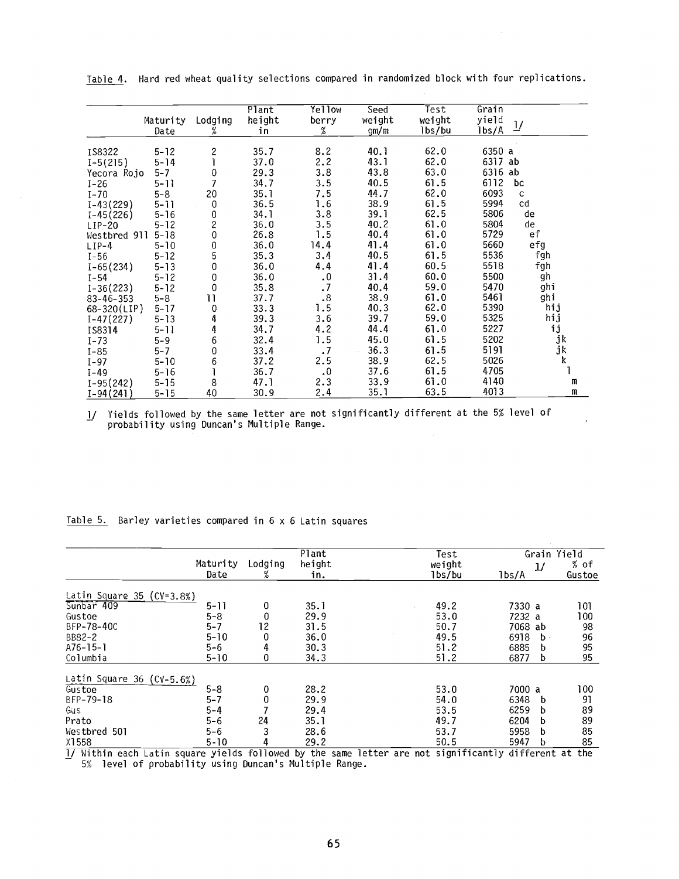Table 4. Hard red wheat quality selections compared in randomized block with four replications.

| | Maturity Date | Lodging % | Plant height in | Yellow berry % | Seed weight gm/m | Test weight lbs/bu | Grain yield lbs/A 1/ |
|---|---|---|---|---|---|---|---|
| IS8322 | 5-12 | 2 | 35.7 | 8.2 | 40.1 | 62.0 | 6350 a |
| I-5(215) | 5-14 | 1 | 37.0 | 2.2 | 43.1 | 62.0 | 6317 ab |
| Yecora Rojo | 5-7 | 0 | 29.3 | 3.8 | 43.8 | 63.0 | 6316 ab |
| I-26 | 5-11 | 7 | 34.7 | 3.5 | 40.5 | 61.5 | 6112 bc |
| I-70 | 5-8 | 20 | 35.1 | 7.5 | 44.7 | 62.0 | 6093 c |
| I-43(229) | 5-11 | 0 | 36.5 | 1.6 | 38.9 | 61.5 | 5994 cd |
| I-45(226) | 5-16 | 0 | 34.1 | 3.8 | 39.1 | 62.5 | 5806 de |
| LIP-20 | 5-12 | 2 | 36.0 | 3.5 | 40.2 | 61.0 | 5804 de |
| Westbred 911 | 5-18 | 0 | 26.8 | 1.5 | 40.4 | 61.0 | 5729 ef |
| LIP-4 | 5-10 | 0 | 36.0 | 14.4 | 41.4 | 61.0 | 5660 efg |
| I-56 | 5-12 | 5 | 35.3 | 3.4 | 40.5 | 61.5 | 5536 fgh |
| I-65(234) | 5-13 | 0 | 36.0 | 4.4 | 41.4 | 60.5 | 5518 fgh |
| I-54 | 5-12 | 0 | 36.0 | .0 | 31.4 | 60.0 | 5500 gh |
| I-36(223) | 5-12 | 0 | 35.8 | .7 | 40.4 | 59.0 | 5470 ghi |
| 83-46-353 | 5-8 | 11 | 37.7 | .8 | 38.9 | 61.0 | 5461 ghi |
| 68-320(LIP) | 5-17 | 0 | 33.3 | 1.5 | 40.3 | 62.0 | 5390 hij |
| I-47(227) | 5-13 | 4 | 39.3 | 3.6 | 39.7 | 59.0 | 5325 hij |
| IS8314 | 5-11 | 4 | 34.7 | 4.2 | 44.4 | 61.0 | 5227 ij |
| I-73 | 5-9 | 6 | 32.4 | 1.5 | 45.0 | 61.5 | 5202 jk |
| I-85 | 5-7 | 0 | 33.4 | .7 | 36.3 | 61.5 | 5191 jk |
| I-97 | 5-10 | 6 | 37.2 | 2.5 | 38.9 | 62.5 | 5026 k |
| I-49 | 5-16 | 1 | 36.7 | .0 | 37.6 | 61.5 | 4705 l |
| I-95(242) | 5-15 | 8 | 47.1 | 2.3 | 33.9 | 61.0 | 4140 m |
| I-94(241) | 5-15 | 40 | 30.9 | 2.4 | 35.1 | 63.5 | 4013 m |

1/ Yields followed by the same letter are not significantly different at the 5% level of probability using Duncan's Multiple Range.

Table 5. Barley varieties compared in 6 x 6 Latin squares

| | Maturity Date | Lodging % | Plant height in. | Test weight lbs/bu | Grain Yield lbs/A 1/ | Grain Yield % of Gustoe |
|---|---|---|---|---|---|---|
| Latin Square 35 (CV=3.8%) | | | | | | |
| Sunbar 409 | 5-11 | 0 | 35.1 | 49.2 | 7330 a | 101 |
| Gustoe | 5-8 | 0 | 29.9 | 53.0 | 7232 a | 100 |
| BFP-78-40C | 5-7 | 12 | 31.5 | 50.7 | 7068 ab | 98 |
| BB82-2 | 5-10 | 0 | 36.0 | 49.5 | 6918 b | 96 |
| A76-15-1 | 5-6 | 4 | 30.3 | 51.2 | 6885 b | 95 |
| Columbia | 5-10 | 0 | 34.3 | 51.2 | 6877 b | 95 |
| Latin Square 36 (CV-5.6%) | | | | | | |
| Gustoe | 5-8 | 0 | 28.2 | 53.0 | 7000 a | 100 |
| BFP-79-18 | 5-7 | 0 | 29.9 | 54.0 | 6348 b | 91 |
| Gus | 5-4 | 7 | 29.4 | 53.5 | 6259 b | 89 |
| Prato | 5-6 | 24 | 35.1 | 49.7 | 6204 b | 89 |
| Westbred 501 | 5-6 | 3 | 28.6 | 53.7 | 5958 b | 85 |
| X1558 | 5-10 | 4 | 29.2 | 50.5 | 5947 b | 85 |

1/ Within each Latin square yields followed by the same letter are not significantly different at the 5% level of probability using Duncan's Multiple Range.